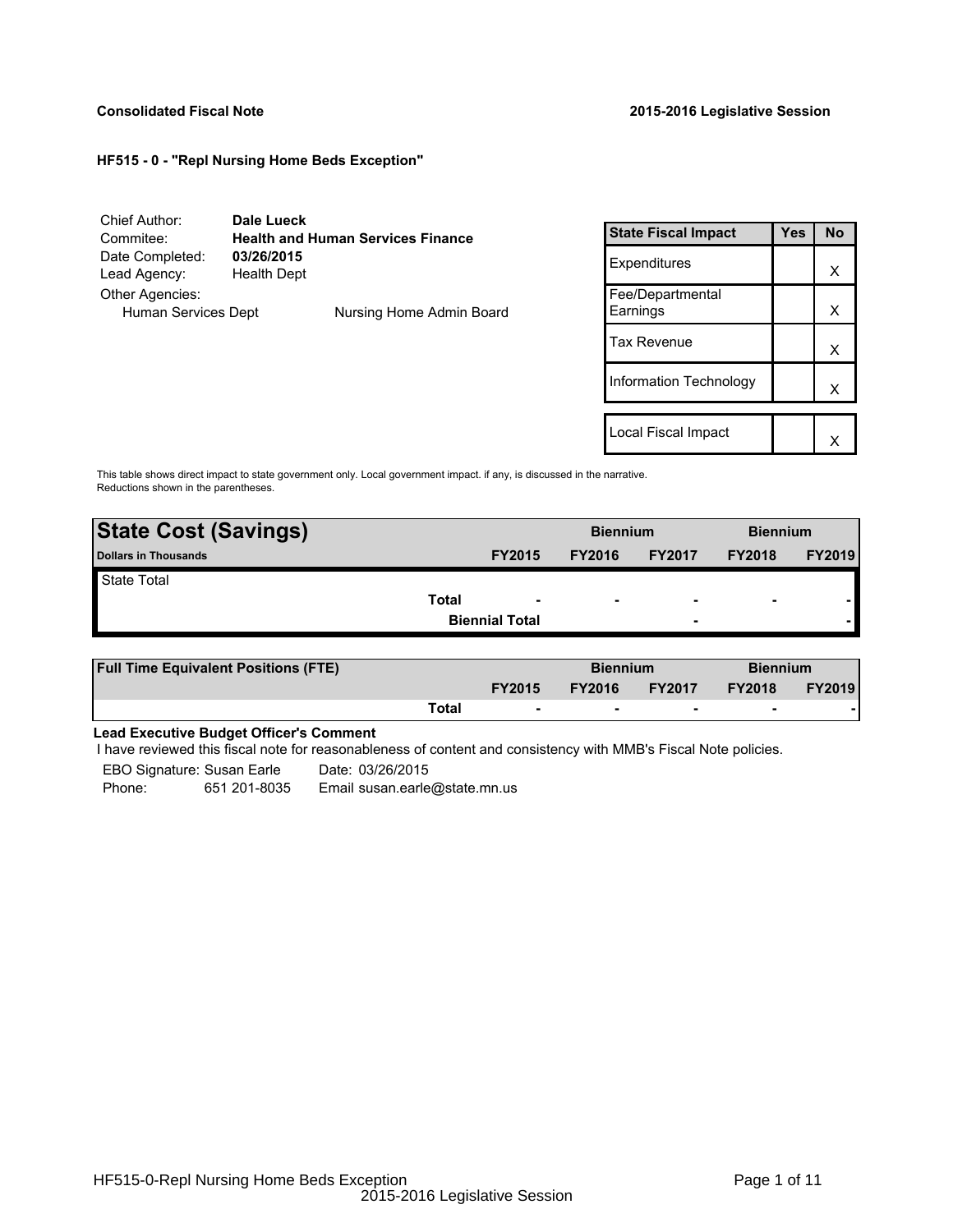**Consolidated Fiscal Note** **2015-2016 Legislative Session**

**HF515 - 0 - "Repl Nursing Home Beds Exception"**

| | |
|---|---|
| Chief Author: | **Dale Lueck** |
| Commitee: | **Health and Human Services Finance** |
| Date Completed: | **03/26/2015** |
| Lead Agency: | Health Dept |
| Other Agencies: | |
| Human Services Dept | Nursing Home Admin Board |

| State Fiscal Impact | Yes | No |
|---|---|---|
| Expenditures | | X |
| Fee/Departmental Earnings | | X |
| Tax Revenue | | X |
| Information Technology | | X |
| | | |
| Local Fiscal Impact | | X |

This table shows direct impact to state government only. Local government impact. if any, is discussed in the narrative. Reductions shown in the parentheses.

| **State Cost (Savings)** | | **Biennium** | | **Biennium** | |
|---|---|---|---|---|---|
| **Dollars in Thousands** | **FY2015** | **FY2016** | **FY2017** | **FY2018** | **FY2019** |
| State Total | | | | | |
| **Total** | - | - | - | - | - |
| **Biennial Total** | | | - | | - |

| **Full Time Equivalent Positions (FTE)** | | **Biennium** | | **Biennium** | |
|---|---|---|---|---|---|
| | **FY2015** | **FY2016** | **FY2017** | **FY2018** | **FY2019** |
| **Total** | - | - | - | - | - |

**Lead Executive Budget Officer's Comment**

I have reviewed this fiscal note for reasonableness of content and consistency with MMB's Fiscal Note policies.

EBO Signature: Susan Earle  Date: 03/26/2015
Phone: 651 201-8035  Email susan.earle@state.mn.us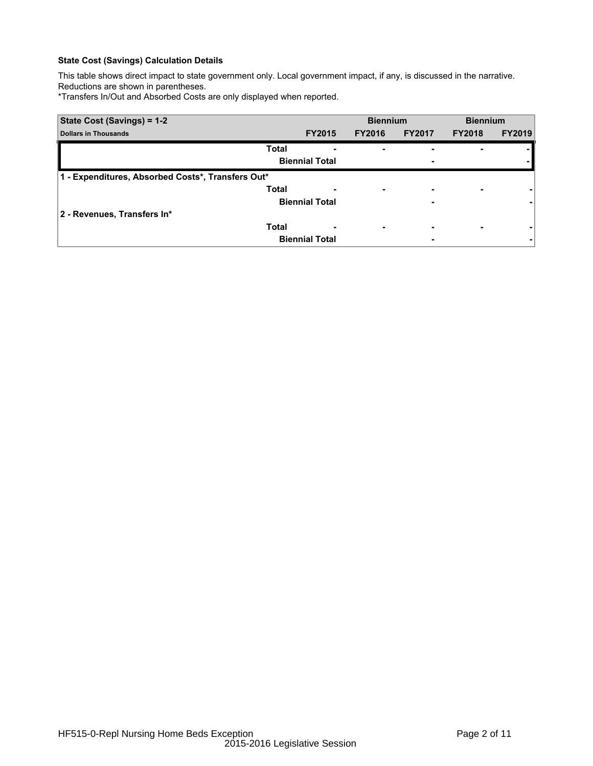**State Cost (Savings) Calculation Details**

This table shows direct impact to state government only. Local government impact, if any, is discussed in the narrative. Reductions are shown in parentheses.

*Transfers In/Out and Absorbed Costs are only displayed when reported.

| State Cost (Savings) = 1-2 | | | Biennium | | Biennium | |
|---|---|---|---|---|---|---|
| **Dollars in Thousands** | | **FY2015** | **FY2016** | **FY2017** | **FY2018** | **FY2019** |
| | **Total** | - | - | - | - | - |
| | **Biennial Total** | | | - | | - |
| **1 - Expenditures, Absorbed Costs*, Transfers Out*** | | | | | | |
| | **Total** | - | - | - | - | - |
| | **Biennial Total** | | | - | | - |
| **2 - Revenues, Transfers In*** | | | | | | |
| | **Total** | - | - | - | - | - |
| | **Biennial Total** | | | - | | - |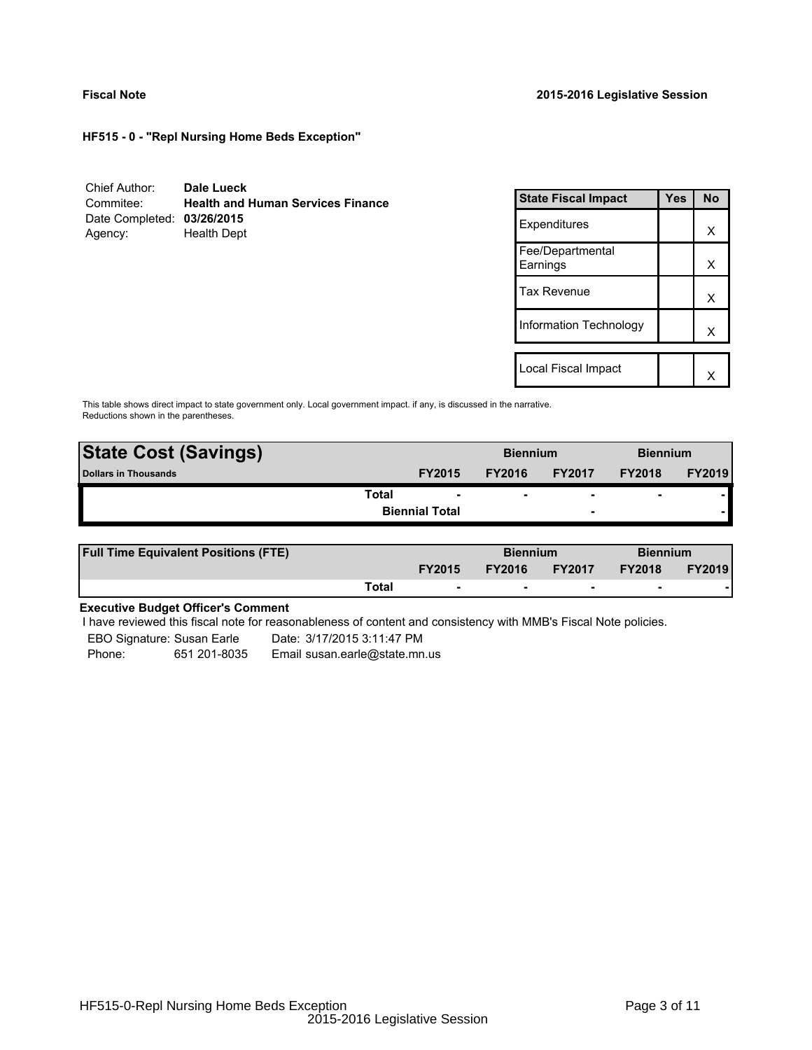**Fiscal Note** **2015-2016 Legislative Session**

**HF515 - 0 - "Repl Nursing Home Beds Exception"**

| | |
|---|---|
| Chief Author: | **Dale Lueck** |
| Commitee: | **Health and Human Services Finance** |
| Date Completed: | **03/26/2015** |
| Agency: | Health Dept |

| State Fiscal Impact | Yes | No |
|---|---|---|
| Expenditures | | X |
| Fee/Departmental Earnings | | X |
| Tax Revenue | | X |
| Information Technology | | X |
| | | |
| Local Fiscal Impact | | X |

This table shows direct impact to state government only. Local government impact. if any, is discussed in the narrative. Reductions shown in the parentheses.

| **State Cost (Savings)** | | **Biennium** | | **Biennium** | |
|---|---|---|---|---|---|
| **Dollars in Thousands** | **FY2015** | **FY2016** | **FY2017** | **FY2018** | **FY2019** |
| **Total** | - | - | - | - | - |
| **Biennial Total** | | | - | | - |

| **Full Time Equivalent Positions (FTE)** | | **Biennium** | | **Biennium** | |
|---|---|---|---|---|---|
| | **FY2015** | **FY2016** | **FY2017** | **FY2018** | **FY2019** |
| **Total** | - | - | - | - | - |

**Executive Budget Officer's Comment**

I have reviewed this fiscal note for reasonableness of content and consistency with MMB's Fiscal Note policies.

EBO Signature: Susan Earle Date: 3/17/2015 3:11:47 PM
Phone: 651 201-8035 Email susan.earle@state.mn.us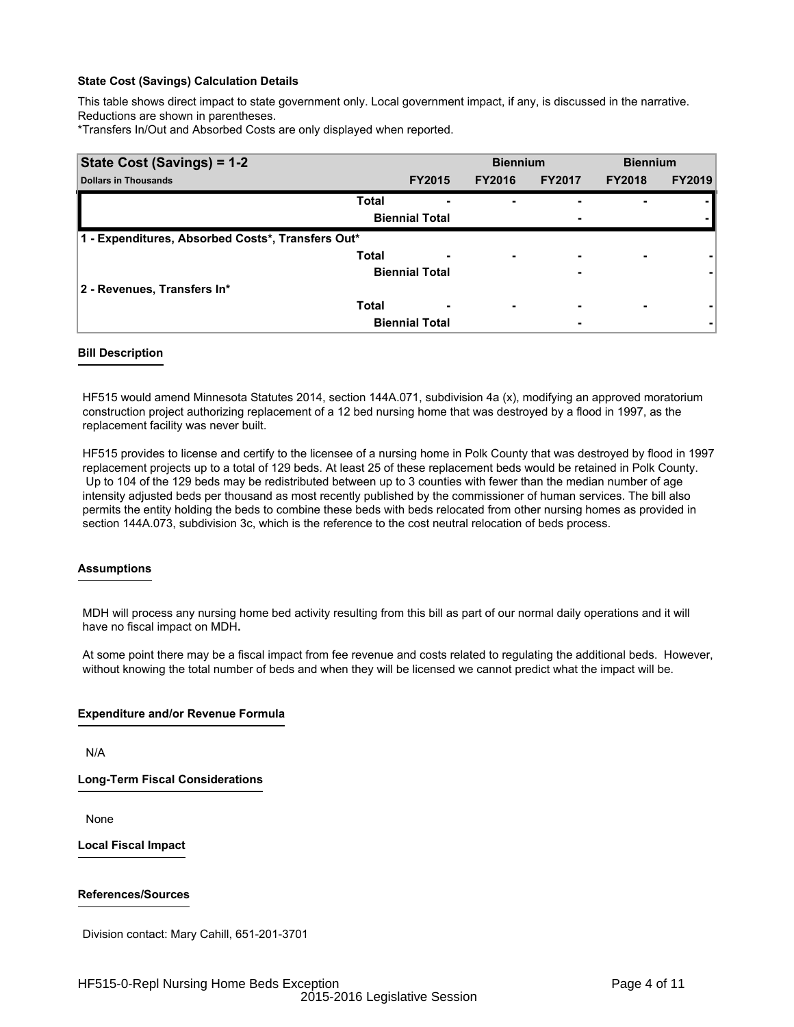**State Cost (Savings) Calculation Details**

This table shows direct impact to state government only. Local government impact, if any, is discussed in the narrative. Reductions are shown in parentheses.

*Transfers In/Out and Absorbed Costs are only displayed when reported.

| State Cost (Savings) = 1-2 | | | Biennium | | Biennium | |
|---|---|---|---|---|---|---|
| **Dollars in Thousands** | | **FY2015** | **FY2016** | **FY2017** | **FY2018** | **FY2019** |
| | **Total** | - | - | - | - | - |
| | **Biennial Total** | | | - | | - |
| **1 - Expenditures, Absorbed Costs*, Transfers Out*** | | | | | | |
| | **Total** | - | - | - | - | - |
| | **Biennial Total** | | | - | | - |
| **2 - Revenues, Transfers In*** | | | | | | |
| | **Total** | - | - | - | - | - |
| | **Biennial Total** | | | - | | - |

**Bill Description**

HF515 would amend Minnesota Statutes 2014, section 144A.071, subdivision 4a (x), modifying an approved moratorium construction project authorizing replacement of a 12 bed nursing home that was destroyed by a flood in 1997, as the replacement facility was never built.

HF515 provides to license and certify to the licensee of a nursing home in Polk County that was destroyed by flood in 1997 replacement projects up to a total of 129 beds. At least 25 of these replacement beds would be retained in Polk County. Up to 104 of the 129 beds may be redistributed between up to 3 counties with fewer than the median number of age intensity adjusted beds per thousand as most recently published by the commissioner of human services. The bill also permits the entity holding the beds to combine these beds with beds relocated from other nursing homes as provided in section 144A.073, subdivision 3c, which is the reference to the cost neutral relocation of beds process.

**Assumptions**

MDH will process any nursing home bed activity resulting from this bill as part of our normal daily operations and it will have no fiscal impact on MDH**.**

At some point there may be a fiscal impact from fee revenue and costs related to regulating the additional beds. However, without knowing the total number of beds and when they will be licensed we cannot predict what the impact will be.

**Expenditure and/or Revenue Formula**

N/A

**Long-Term Fiscal Considerations**

None

**Local Fiscal Impact**

**References/Sources**

Division contact: Mary Cahill, 651-201-3701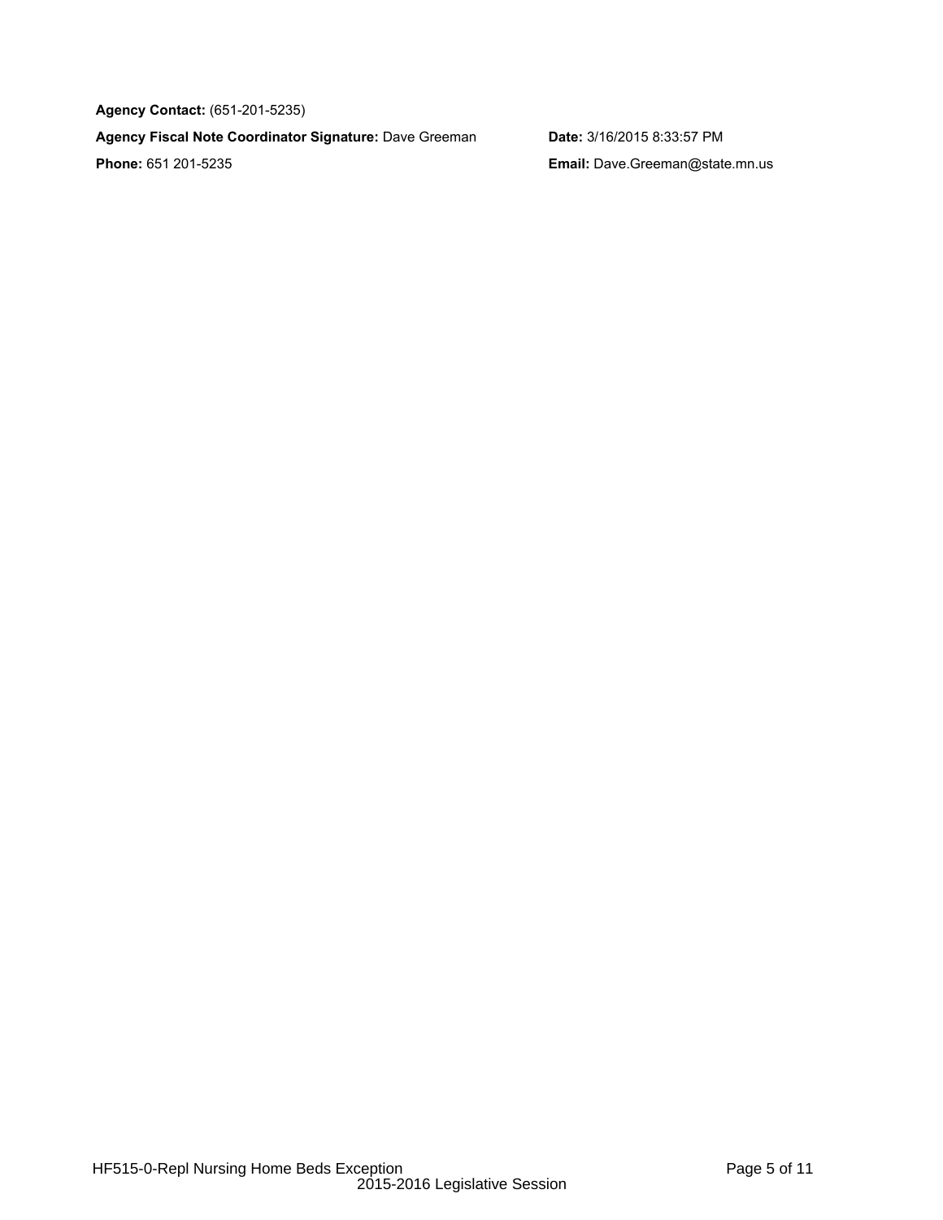**Agency Contact:** (651-201-5235)

**Agency Fiscal Note Coordinator Signature:** Dave Greeman

**Date:** 3/16/2015 8:33:57 PM

**Phone:** 651 201-5235

**Email:** Dave.Greeman@state.mn.us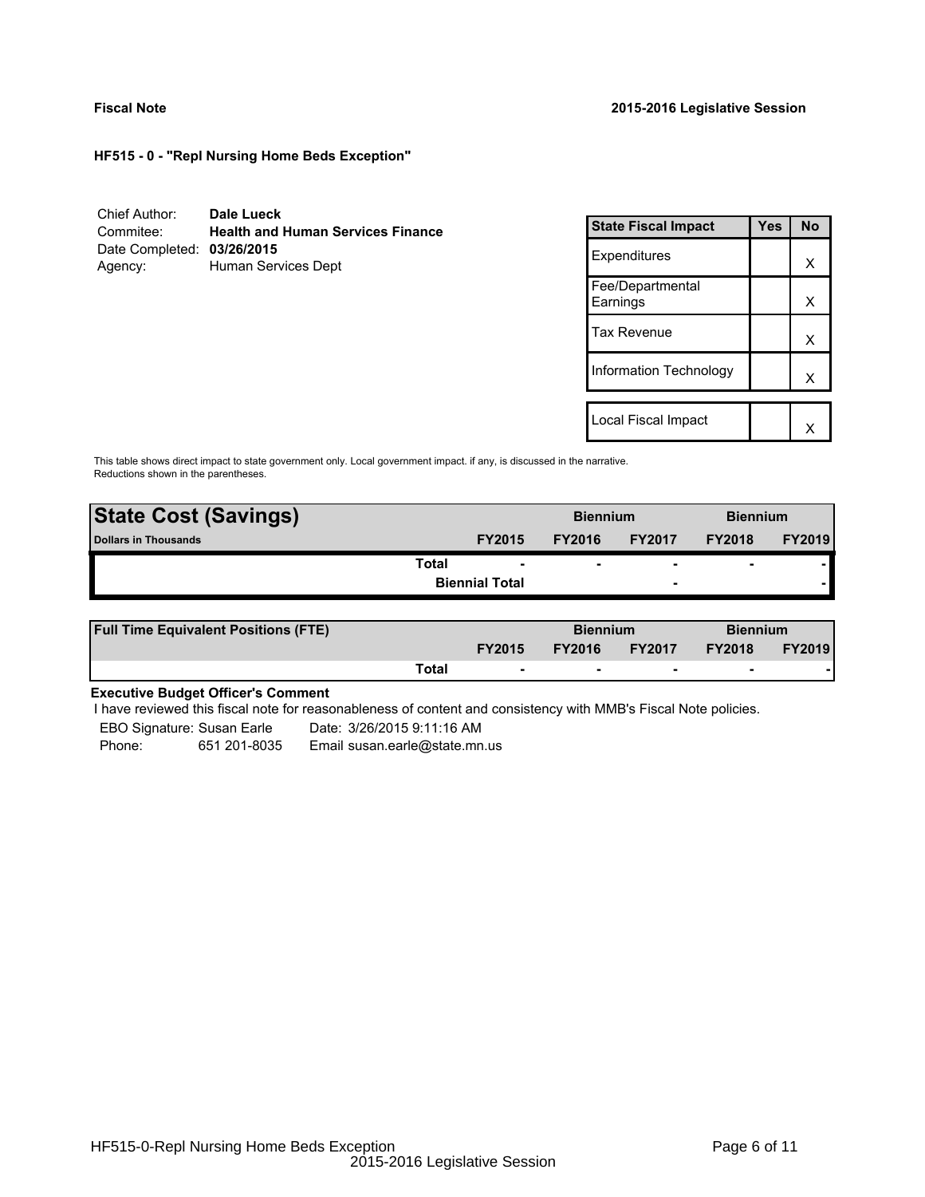**Fiscal Note** **2015-2016 Legislative Session**

**HF515 - 0 - "Repl Nursing Home Beds Exception"**

Chief Author: **Dale Lueck**
Commitee: **Health and Human Services Finance**
Date Completed: **03/26/2015**
Agency: Human Services Dept

| State Fiscal Impact | Yes | No |
|---|---|---|
| Expenditures | | X |
| Fee/Departmental Earnings | | X |
| Tax Revenue | | X |
| Information Technology | | X |
| | | |
| Local Fiscal Impact | | X |

This table shows direct impact to state government only. Local government impact. if any, is discussed in the narrative. Reductions shown in the parentheses.

| State Cost (Savings) | | | Biennium | | Biennium | |
|---|---|---|---|---|---|---|
| Dollars in Thousands | | FY2015 | FY2016 | FY2017 | FY2018 | FY2019 |
| | Total | - | - | - | - | - |
| | | Biennial Total | | - | | - |

| Full Time Equivalent Positions (FTE) | | | Biennium | | Biennium | |
|---|---|---|---|---|---|---|
| | | FY2015 | FY2016 | FY2017 | FY2018 | FY2019 |
| | Total | - | - | - | - | - |

**Executive Budget Officer's Comment**

I have reviewed this fiscal note for reasonableness of content and consistency with MMB's Fiscal Note policies.

EBO Signature: Susan Earle Date: 3/26/2015 9:11:16 AM
Phone: 651 201-8035 Email susan.earle@state.mn.us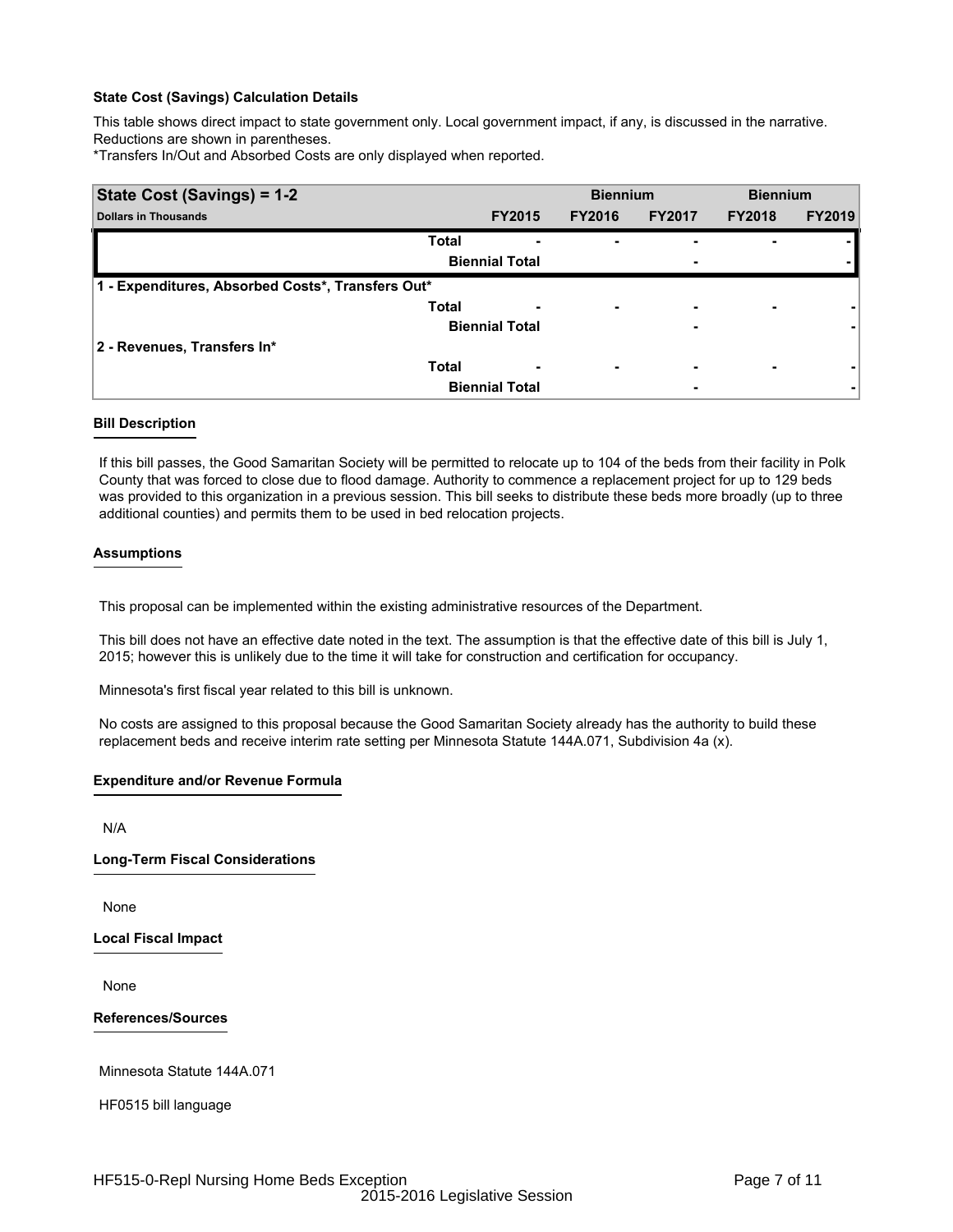**State Cost (Savings) Calculation Details**

This table shows direct impact to state government only. Local government impact, if any, is discussed in the narrative. Reductions are shown in parentheses.

*Transfers In/Out and Absorbed Costs are only displayed when reported.

| State Cost (Savings) = 1-2 | | Biennium | | Biennium | |
|---|---|---|---|---|---|
| **Dollars in Thousands** | **FY2015** | **FY2016** | **FY2017** | **FY2018** | **FY2019** |
| Total | - | - | - | - | - |
| Biennial Total | | | - | | - |
| **1 - Expenditures, Absorbed Costs*, Transfers Out*** | | | | | |
| Total | - | - | - | - | - |
| Biennial Total | | | - | | - |
| **2 - Revenues, Transfers In*** | | | | | |
| Total | - | - | - | - | - |
| Biennial Total | | | - | | - |

**Bill Description**

If this bill passes, the Good Samaritan Society will be permitted to relocate up to 104 of the beds from their facility in Polk County that was forced to close due to flood damage. Authority to commence a replacement project for up to 129 beds was provided to this organization in a previous session. This bill seeks to distribute these beds more broadly (up to three additional counties) and permits them to be used in bed relocation projects.

**Assumptions**

This proposal can be implemented within the existing administrative resources of the Department.

This bill does not have an effective date noted in the text. The assumption is that the effective date of this bill is July 1, 2015; however this is unlikely due to the time it will take for construction and certification for occupancy.

Minnesota's first fiscal year related to this bill is unknown.

No costs are assigned to this proposal because the Good Samaritan Society already has the authority to build these replacement beds and receive interim rate setting per Minnesota Statute 144A.071, Subdivision 4a (x).

**Expenditure and/or Revenue Formula**

N/A

**Long-Term Fiscal Considerations**

None

**Local Fiscal Impact**

None

**References/Sources**

Minnesota Statute 144A.071

HF0515 bill language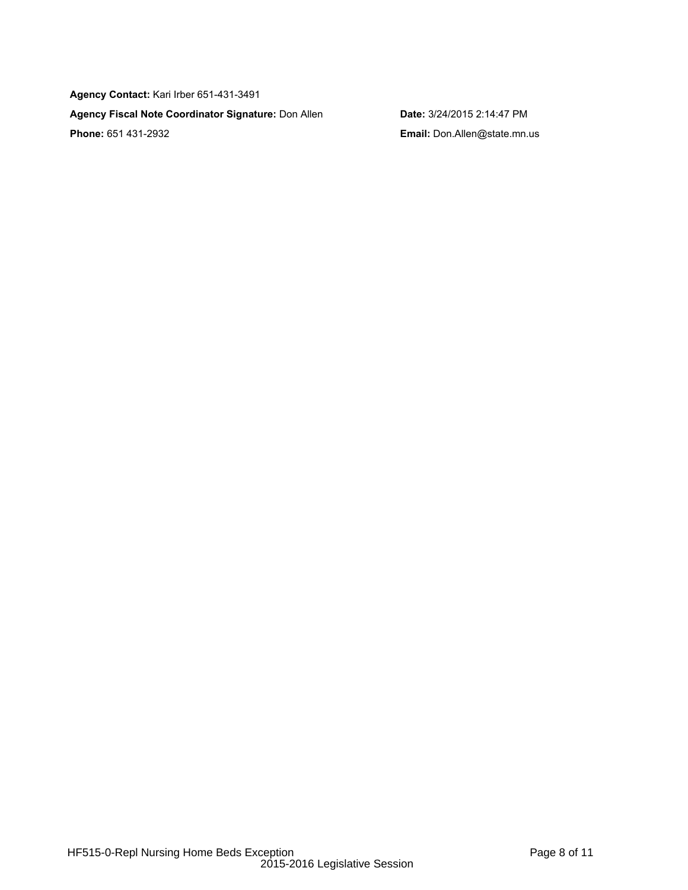**Agency Contact:** Kari Irber 651-431-3491

**Agency Fiscal Note Coordinator Signature:** Don Allen

**Date:** 3/24/2015 2:14:47 PM

**Phone:** 651 431-2932

**Email:** Don.Allen@state.mn.us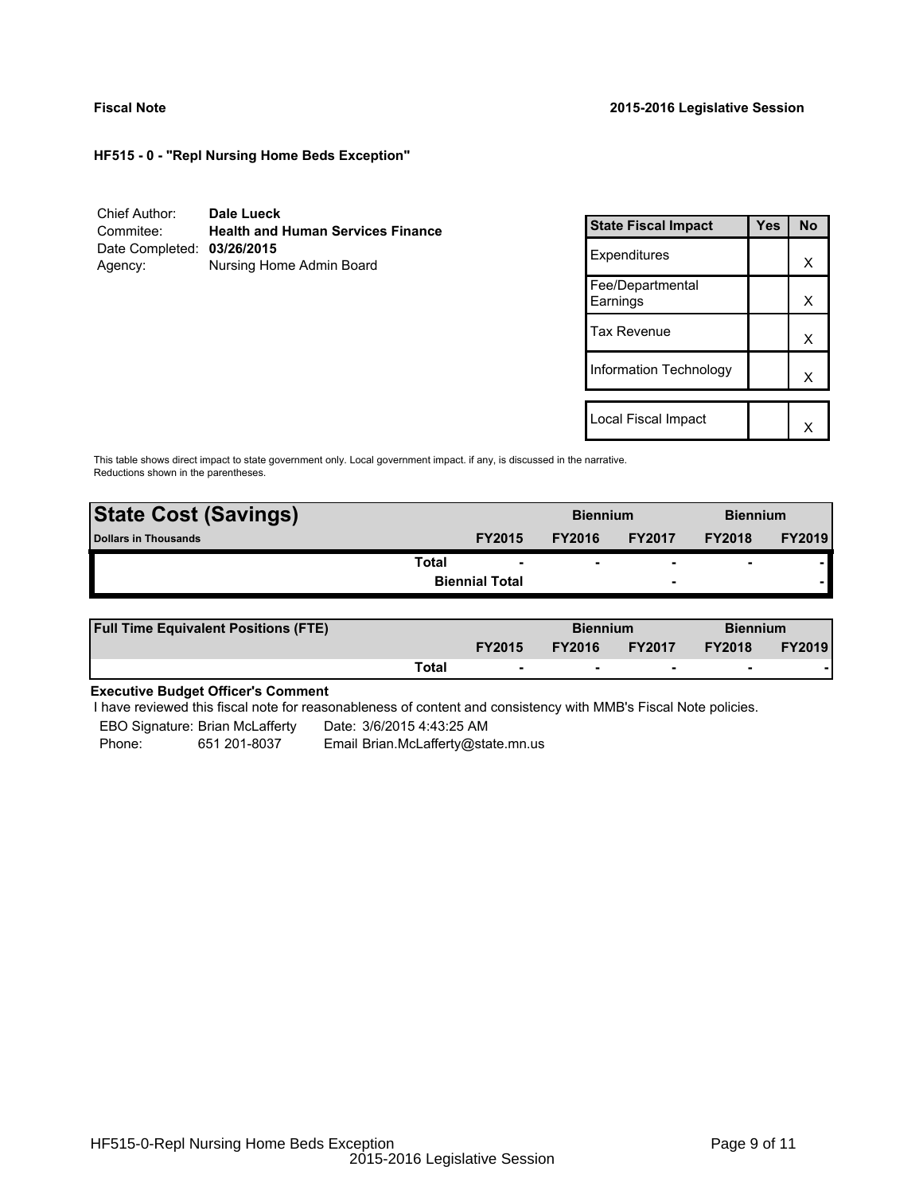**Fiscal Note** **2015-2016 Legislative Session**

**HF515 - 0 - "Repl Nursing Home Beds Exception"**

| | |
|---|---|
| Chief Author: | **Dale Lueck** |
| Commitee: | **Health and Human Services Finance** |
| Date Completed: | **03/26/2015** |
| Agency: | Nursing Home Admin Board |

| State Fiscal Impact | Yes | No |
|---|---|---|
| Expenditures | | X |
| Fee/Departmental Earnings | | X |
| Tax Revenue | | X |
| Information Technology | | X |
| | | |
| Local Fiscal Impact | | X |

This table shows direct impact to state government only. Local government impact. if any, is discussed in the narrative. Reductions shown in the parentheses.

| **State Cost (Savings)** | | Biennium | | Biennium | |
|---|---|---|---|---|---|
| **Dollars in Thousands** | **FY2015** | **FY2016** | **FY2017** | **FY2018** | **FY2019** |
| **Total** | - | - | - | - | - |
| **Biennial Total** | | | - | | - |

| **Full Time Equivalent Positions (FTE)** | | Biennium | | Biennium | |
|---|---|---|---|---|---|
| | **FY2015** | **FY2016** | **FY2017** | **FY2018** | **FY2019** |
| **Total** | - | - | - | - | - |

**Executive Budget Officer's Comment**

I have reviewed this fiscal note for reasonableness of content and consistency with MMB's Fiscal Note policies.

EBO Signature: Brian McLafferty    Date: 3/6/2015 4:43:25 AM
Phone: 651 201-8037    Email Brian.McLafferty@state.mn.us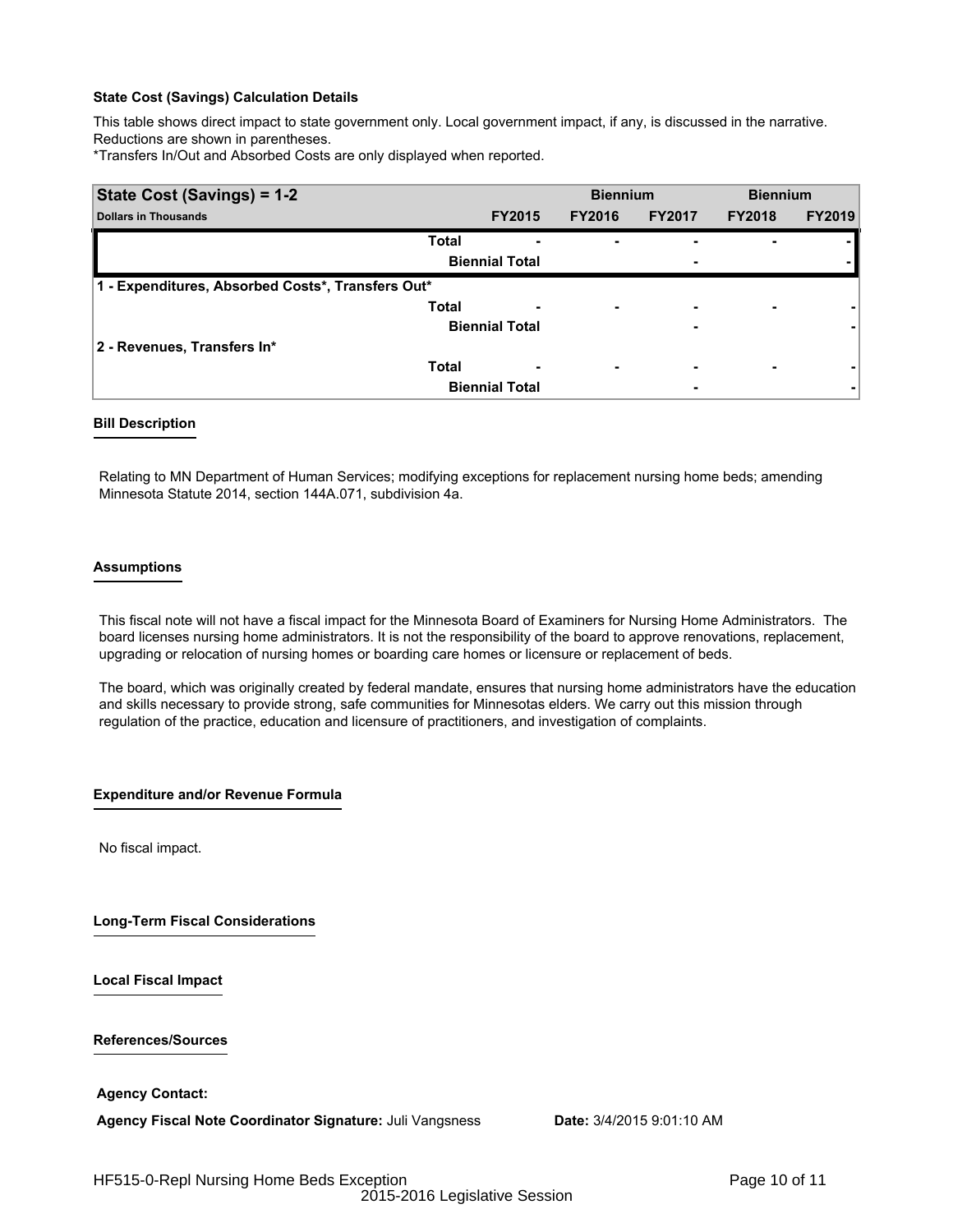**State Cost (Savings) Calculation Details**

This table shows direct impact to state government only. Local government impact, if any, is discussed in the narrative. Reductions are shown in parentheses.

*Transfers In/Out and Absorbed Costs are only displayed when reported.

| State Cost (Savings) = 1-2 | | | Biennium | | Biennium | |
|---|---|---|---|---|---|---|
| **Dollars in Thousands** | | **FY2015** | **FY2016** | **FY2017** | **FY2018** | **FY2019** |
| | **Total** | - | - | - | - | - |
| | **Biennial Total** | | | - | | - |
| **1 - Expenditures, Absorbed Costs*, Transfers Out*** | | | | | | |
| | **Total** | - | - | - | - | - |
| | **Biennial Total** | | | - | | - |
| **2 - Revenues, Transfers In*** | | | | | | |
| | **Total** | - | - | - | - | - |
| | **Biennial Total** | | | - | | - |

**Bill Description**

Relating to MN Department of Human Services; modifying exceptions for replacement nursing home beds; amending Minnesota Statute 2014, section 144A.071, subdivision 4a.

**Assumptions**

This fiscal note will not have a fiscal impact for the Minnesota Board of Examiners for Nursing Home Administrators. The board licenses nursing home administrators. It is not the responsibility of the board to approve renovations, replacement, upgrading or relocation of nursing homes or boarding care homes or licensure or replacement of beds.

The board, which was originally created by federal mandate, ensures that nursing home administrators have the education and skills necessary to provide strong, safe communities for Minnesotas elders. We carry out this mission through regulation of the practice, education and licensure of practitioners, and investigation of complaints.

**Expenditure and/or Revenue Formula**

No fiscal impact.

**Long-Term Fiscal Considerations**

**Local Fiscal Impact**

**References/Sources**

**Agency Contact:**

**Agency Fiscal Note Coordinator Signature:** Juli Vangsness **Date:** 3/4/2015 9:01:10 AM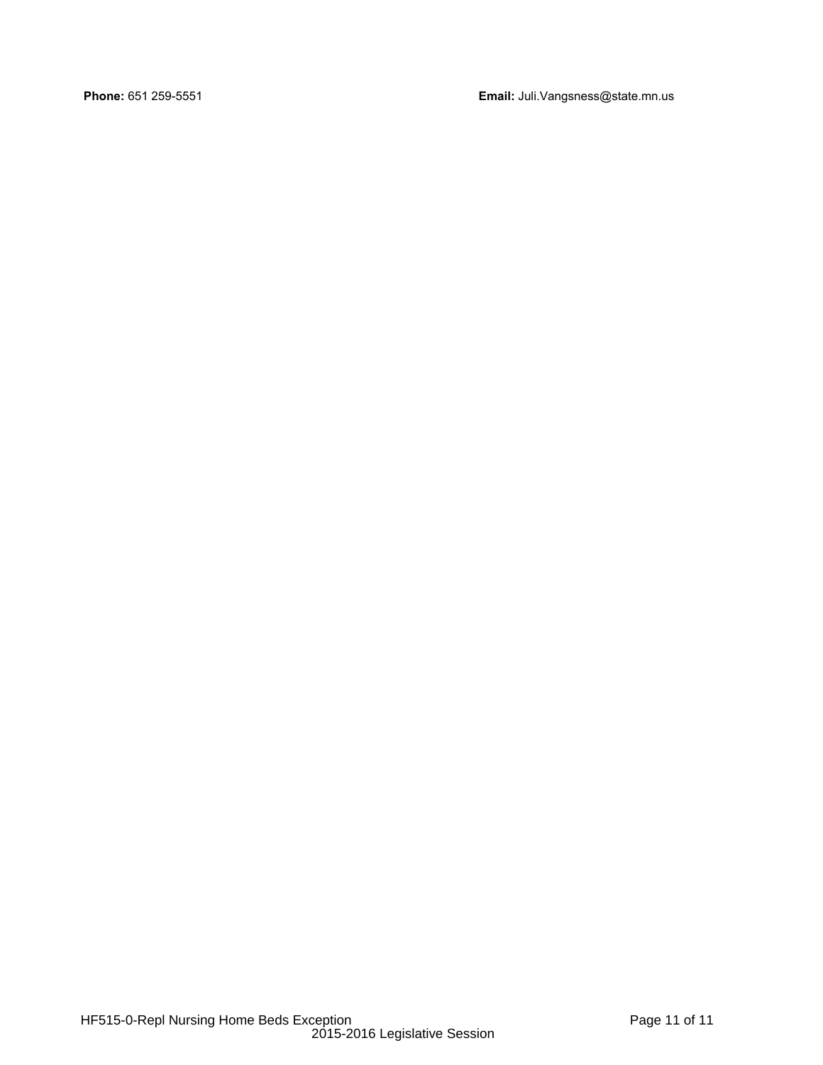**Phone:** 651 259-5551 **Email:** Juli.Vangsness@state.mn.us